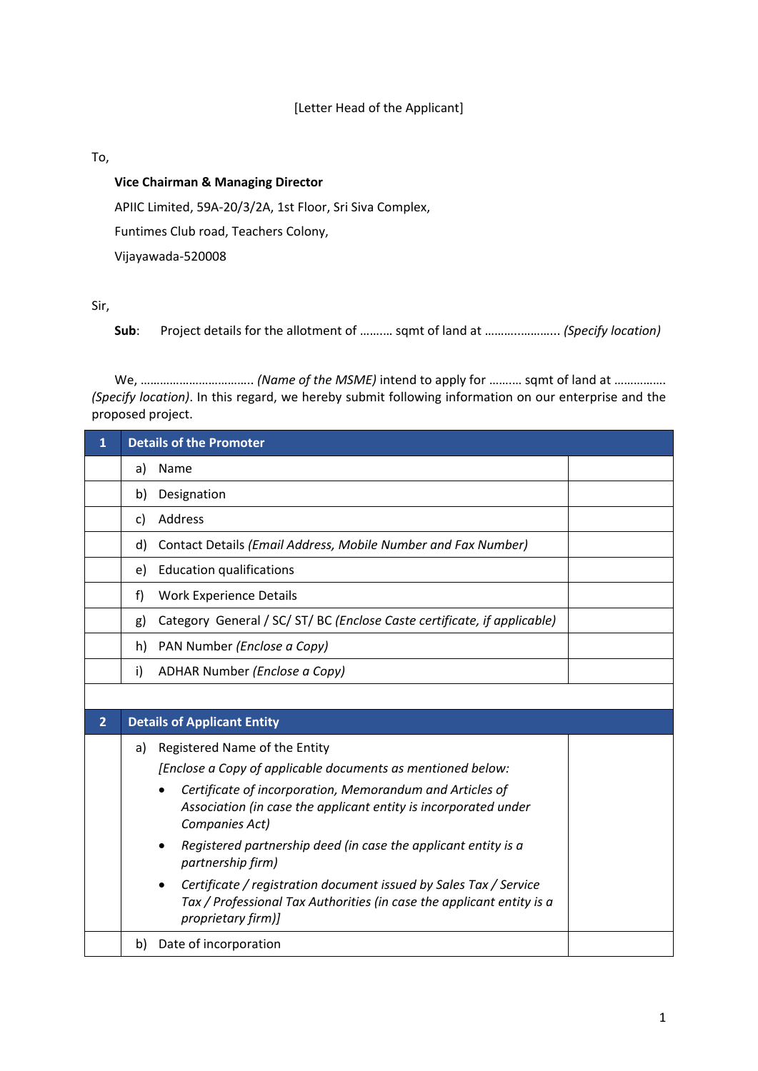[Letter Head of the Applicant]

To,

**Vice Chairman & Managing Director**

APIIC Limited, 59A-20/3/2A, 1st Floor, Sri Siva Complex,

Funtimes Club road, Teachers Colony,

Vijayawada-520008

Sir,

**Sub**: Project details for the allotment of ………. sqmt of land at ……………….. *(Specify location)*

We, …………………………….. *(Name of the MSME)* intend to apply for ………. sqmt of land at …………… *(Specify location)*. In this regard, we hereby submit following information on our enterprise and the proposed project.

| **1** | **Details of the Promoter** | |
|---|---|---|
| | a) Name | |
| | b) Designation | |
| | c) Address | |
| | d) Contact Details *(Email Address, Mobile Number and Fax Number)* | |
| | e) Education qualifications | |
| | f) Work Experience Details | |
| | g) Category General / SC/ ST/ BC *(Enclose Caste certificate, if applicable)* | |
| | h) PAN Number *(Enclose a Copy)* | |
| | i) ADHAR Number *(Enclose a Copy)* | |
| | | |
| **2** | **Details of Applicant Entity** | |
| | a) Registered Name of the Entity<br>*[Enclose a Copy of applicable documents as mentioned below:*<br>• *Certificate of incorporation, Memorandum and Articles of Association (in case the applicant entity is incorporated under Companies Act)*<br>• *Registered partnership deed (in case the applicant entity is a partnership firm)*<br>• *Certificate / registration document issued by Sales Tax / Service Tax / Professional Tax Authorities (in case the applicant entity is a proprietary firm)]* | |
| | b) Date of incorporation | |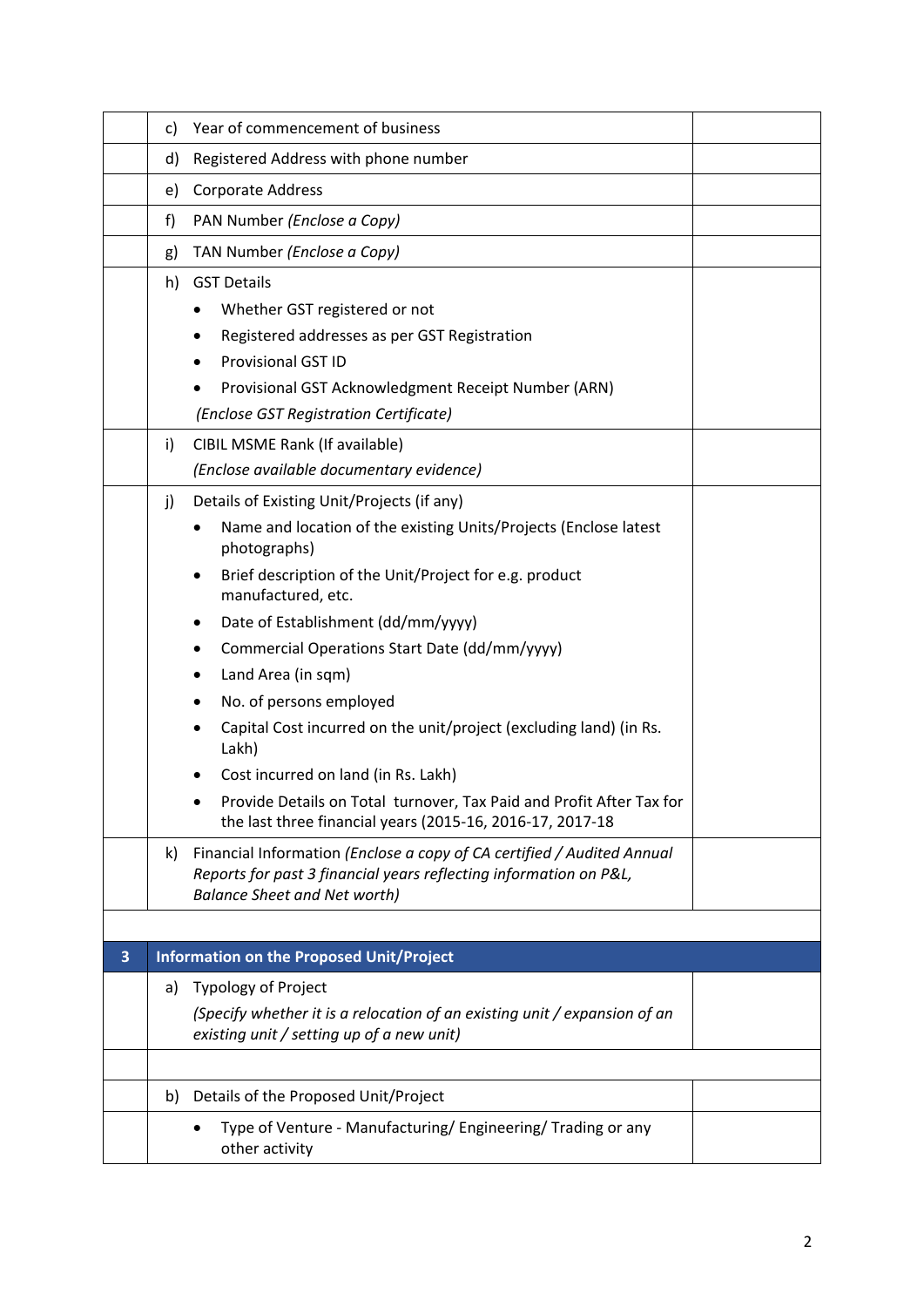|  |  |  |
|---|---|---|
|  | c) Year of commencement of business |  |
|  | d) Registered Address with phone number |  |
|  | e) Corporate Address |  |
|  | f) PAN Number *(Enclose a Copy)* |  |
|  | g) TAN Number *(Enclose a Copy)* |  |
|  | h) GST Details<br>• Whether GST registered or not<br>• Registered addresses as per GST Registration<br>• Provisional GST ID<br>• Provisional GST Acknowledgment Receipt Number (ARN)<br>*(Enclose GST Registration Certificate)* |  |
|  | i) CIBIL MSME Rank (If available)<br>*(Enclose available documentary evidence)* |  |
|  | j) Details of Existing Unit/Projects (if any)<br>• Name and location of the existing Units/Projects (Enclose latest photographs)<br>• Brief description of the Unit/Project for e.g. product manufactured, etc.<br>• Date of Establishment (dd/mm/yyyy)<br>• Commercial Operations Start Date (dd/mm/yyyy)<br>• Land Area (in sqm)<br>• No. of persons employed<br>• Capital Cost incurred on the unit/project (excluding land) (in Rs. Lakh)<br>• Cost incurred on land (in Rs. Lakh)<br>• Provide Details on Total turnover, Tax Paid and Profit After Tax for the last three financial years (2015-16, 2016-17, 2017-18 |  |
|  | k) Financial Information *(Enclose a copy of CA certified / Audited Annual Reports for past 3 financial years reflecting information on P&L, Balance Sheet and Net worth)* |  |
|  |  |  |
| **3** | **Information on the Proposed Unit/Project** |  |
|  | a) Typology of Project<br>*(Specify whether it is a relocation of an existing unit / expansion of an existing unit / setting up of a new unit)* |  |
|  |  |  |
|  | b) Details of the Proposed Unit/Project |  |
|  | • Type of Venture - Manufacturing/ Engineering/ Trading or any other activity |  |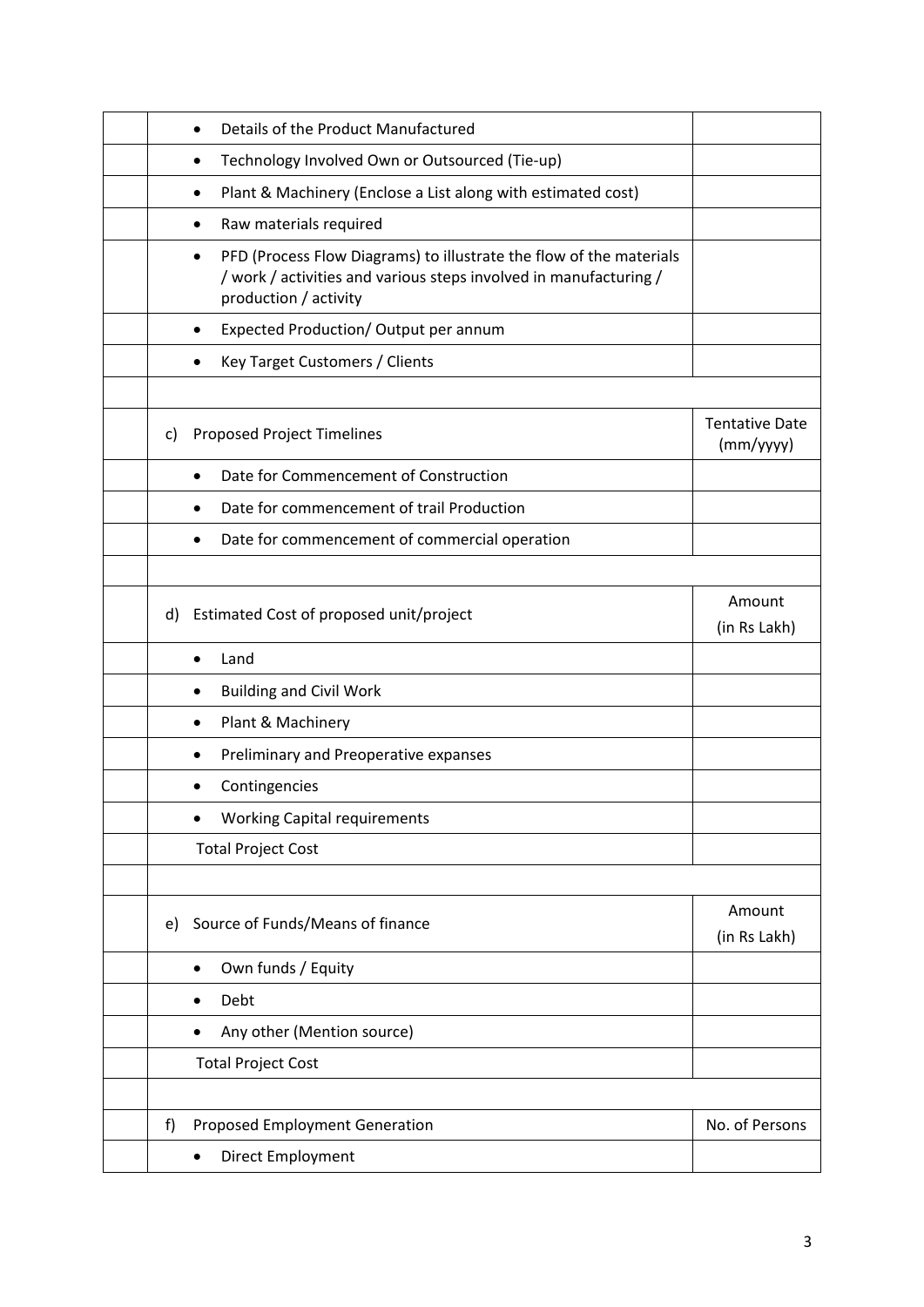| | | |
|---|---|---|
| | • Details of the Product Manufactured | |
| | • Technology Involved Own or Outsourced (Tie-up) | |
| | • Plant & Machinery (Enclose a List along with estimated cost) | |
| | • Raw materials required | |
| | • PFD (Process Flow Diagrams) to illustrate the flow of the materials / work / activities and various steps involved in manufacturing / production / activity | |
| | • Expected Production/ Output per annum | |
| | • Key Target Customers / Clients | |
| | | |
| | c) Proposed Project Timelines | Tentative Date (mm/yyyy) |
| | • Date for Commencement of Construction | |
| | • Date for commencement of trail Production | |
| | • Date for commencement of commercial operation | |
| | | |
| | d) Estimated Cost of proposed unit/project | Amount (in Rs Lakh) |
| | • Land | |
| | • Building and Civil Work | |
| | • Plant & Machinery | |
| | • Preliminary and Preoperative expanses | |
| | • Contingencies | |
| | • Working Capital requirements | |
| | Total Project Cost | |
| | | |
| | e) Source of Funds/Means of finance | Amount (in Rs Lakh) |
| | • Own funds / Equity | |
| | • Debt | |
| | • Any other (Mention source) | |
| | Total Project Cost | |
| | | |
| | f) Proposed Employment Generation | No. of Persons |
| | • Direct Employment | |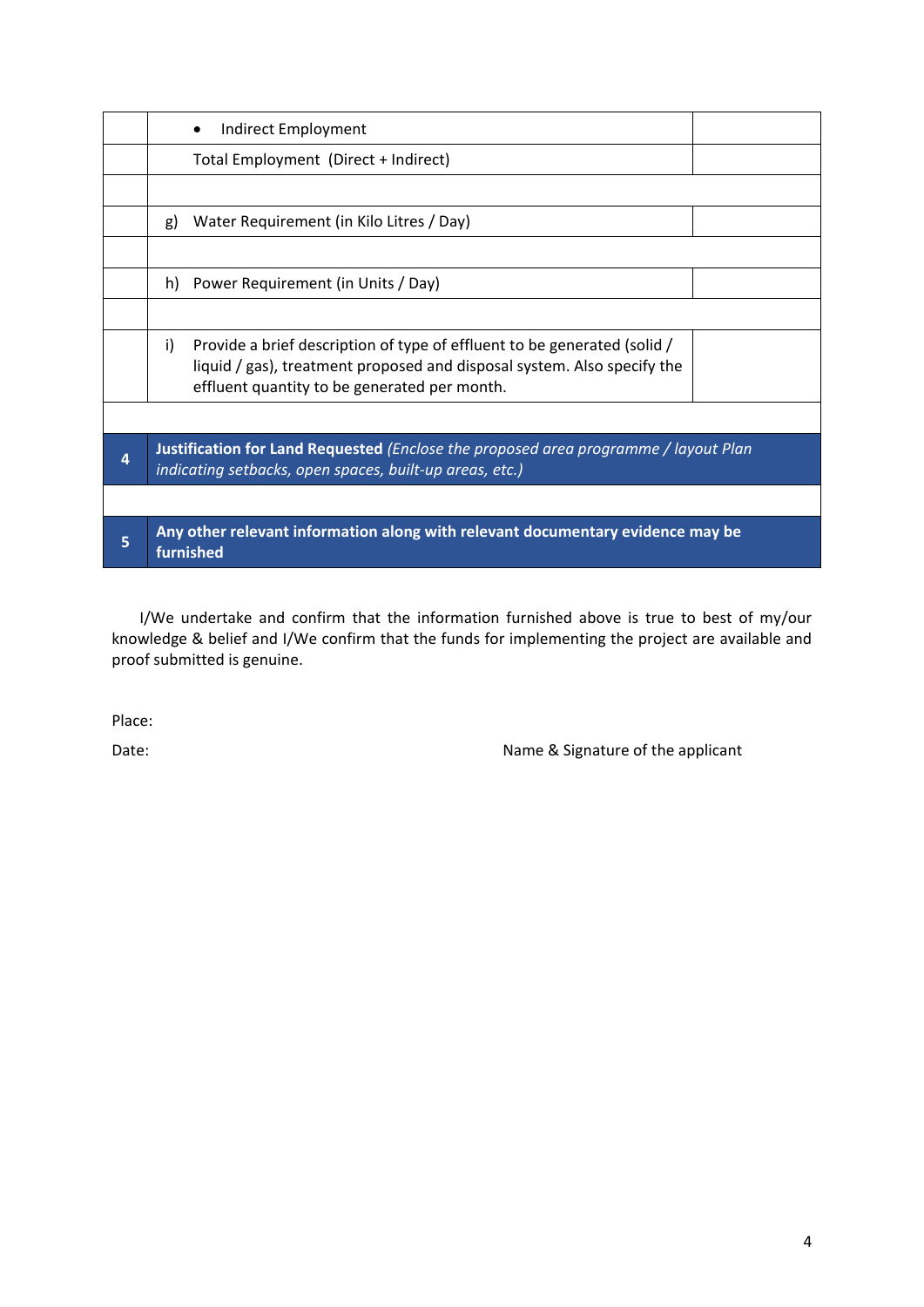| | | |
|---|---|---|
| | • Indirect Employment | |
| | Total Employment (Direct + Indirect) | |
| | | |
| | g) Water Requirement (in Kilo Litres / Day) | |
| | | |
| | h) Power Requirement (in Units / Day) | |
| | | |
| | i) Provide a brief description of type of effluent to be generated (solid / liquid / gas), treatment proposed and disposal system. Also specify the effluent quantity to be generated per month. | |
| | | |
| **4** | **Justification for Land Requested** *(Enclose the proposed area programme / layout Plan indicating setbacks, open spaces, built-up areas, etc.)* | |
| | | |
| **5** | **Any other relevant information along with relevant documentary evidence may be furnished** | |

I/We undertake and confirm that the information furnished above is true to best of my/our knowledge & belief and I/We confirm that the funds for implementing the project are available and proof submitted is genuine.

Place:

Date: Name & Signature of the applicant